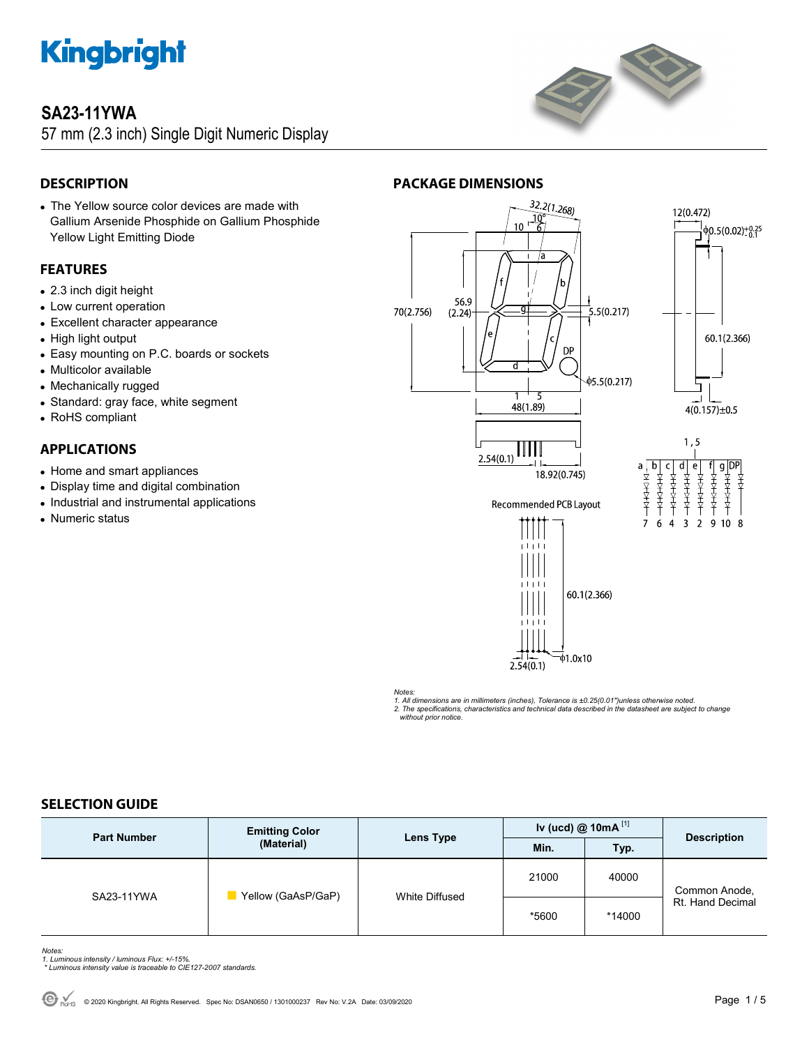# SA23-11YWA

57 mm (2.3 inch) Single Digit Numeric Display

## DESCRIPTION

- The Yellow source color devices are made with Gallium Arsenide Phosphide on Gallium Phosphide Yellow Light Emitting Diode

## FEATURES

- 2.3 inch digit height
- Low current operation
- Excellent character appearance
- High light output
- Easy mounting on P.C. boards or sockets
- Multicolor available
- Mechanically rugged
- Standard: gray face, white segment
- RoHS compliant

## APPLICATIONS

- Home and smart appliances
- Display time and digital combination
- Industrial and instrumental applications
- Numeric status

## PACKAGE DIMENSIONS

Recommended PCB Layout

*Notes:*
*1. All dimensions are in millimeters (inches), Tolerance is ±0.25(0.01")unless otherwise noted.*
*2. The specifications, characteristics and technical data described in the datasheet are subject to change without prior notice.*

## SELECTION GUIDE

| Part Number | Emitting Color (Material) | Lens Type | Iv (ucd) @ 10mA [1] | | Description |
|---|---|---|---|---|---|
| | | | Min. | Typ. | |
| SA23-11YWA | Yellow (GaAsP/GaP) | White Diffused | 21000 | 40000 | Common Anode, Rt. Hand Decimal |
| | | | *5600 | *14000 | |

*Notes:*
*1. Luminous intensity / luminous Flux: +/-15%.*
*\* Luminous intensity value is traceable to CIE127-2007 standards.*

© 2020 Kingbright. All Rights Reserved. Spec No: DSAN0650 / 1301000237 Rev No: V.2A Date: 03/09/2020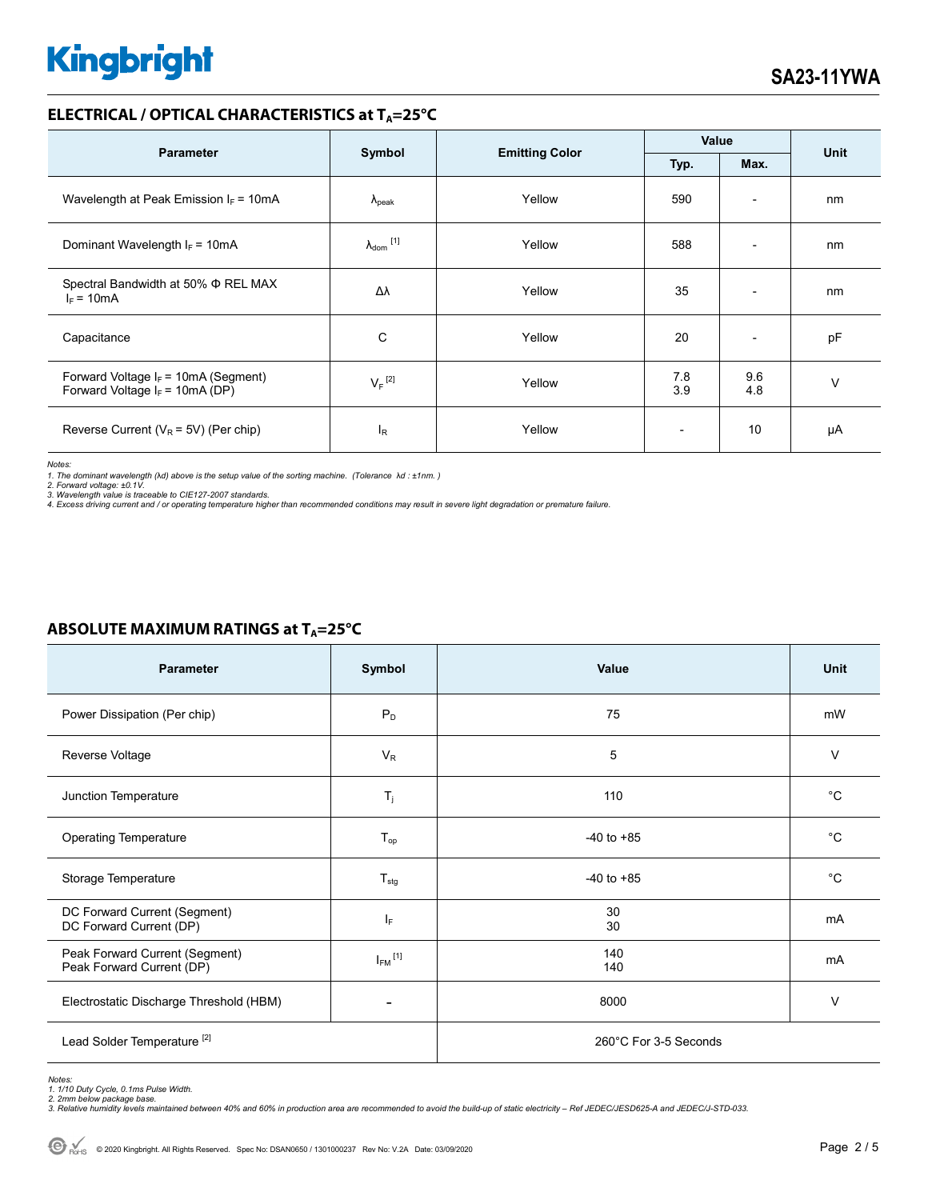## ELECTRICAL / OPTICAL CHARACTERISTICS at $T_A$=25°C

| Parameter | Symbol | Emitting Color | Value | | Unit |
|---|---|---|---|---|---|
| | | | Typ. | Max. | |
| Wavelength at Peak Emission $I_F$ = 10mA | $\lambda_{peak}$ | Yellow | 590 | - | nm |
| Dominant Wavelength $I_F$ = 10mA | $\lambda_{dom}$ [1] | Yellow | 588 | - | nm |
| Spectral Bandwidth at 50% Φ REL MAX $I_F$ = 10mA | Δλ | Yellow | 35 | - | nm |
| Capacitance | C | Yellow | 20 | - | pF |
| Forward Voltage $I_F$ = 10mA (Segment)<br>Forward Voltage $I_F$ = 10mA (DP) | $V_F$ [2] | Yellow | 7.8<br>3.9 | 9.6<br>4.8 | V |
| Reverse Current ($V_R$ = 5V) (Per chip) | $I_R$ | Yellow | - | 10 | µA |

*Notes:*
*1. The dominant wavelength (λd) above is the setup value of the sorting machine. (Tolerance λd : ±1nm. )*
*2. Forward voltage: ±0.1V.*
*3. Wavelength value is traceable to CIE127-2007 standards.*
*4. Excess driving current and / or operating temperature higher than recommended conditions may result in severe light degradation or premature failure.*

## ABSOLUTE MAXIMUM RATINGS at $T_A$=25°C

| Parameter | Symbol | Value | Unit |
|---|---|---|---|
| Power Dissipation (Per chip) | $P_D$ | 75 | mW |
| Reverse Voltage | $V_R$ | 5 | V |
| Junction Temperature | $T_j$ | 110 | °C |
| Operating Temperature | $T_{op}$ | -40 to +85 | °C |
| Storage Temperature | $T_{stg}$ | -40 to +85 | °C |
| DC Forward Current (Segment)<br>DC Forward Current (DP) | $I_F$ | 30<br>30 | mA |
| Peak Forward Current (Segment)<br>Peak Forward Current (DP) | $I_{FM}$ [1] | 140<br>140 | mA |
| Electrostatic Discharge Threshold (HBM) | - | 8000 | V |
| Lead Solder Temperature [2] | | 260°C For 3-5 Seconds | |

*Notes:*
*1. 1/10 Duty Cycle, 0.1ms Pulse Width.*
*2. 2mm below package base.*
*3. Relative humidity levels maintained between 40% and 60% in production area are recommended to avoid the build-up of static electricity – Ref JEDEC/JESD625-A and JEDEC/J-STD-033.*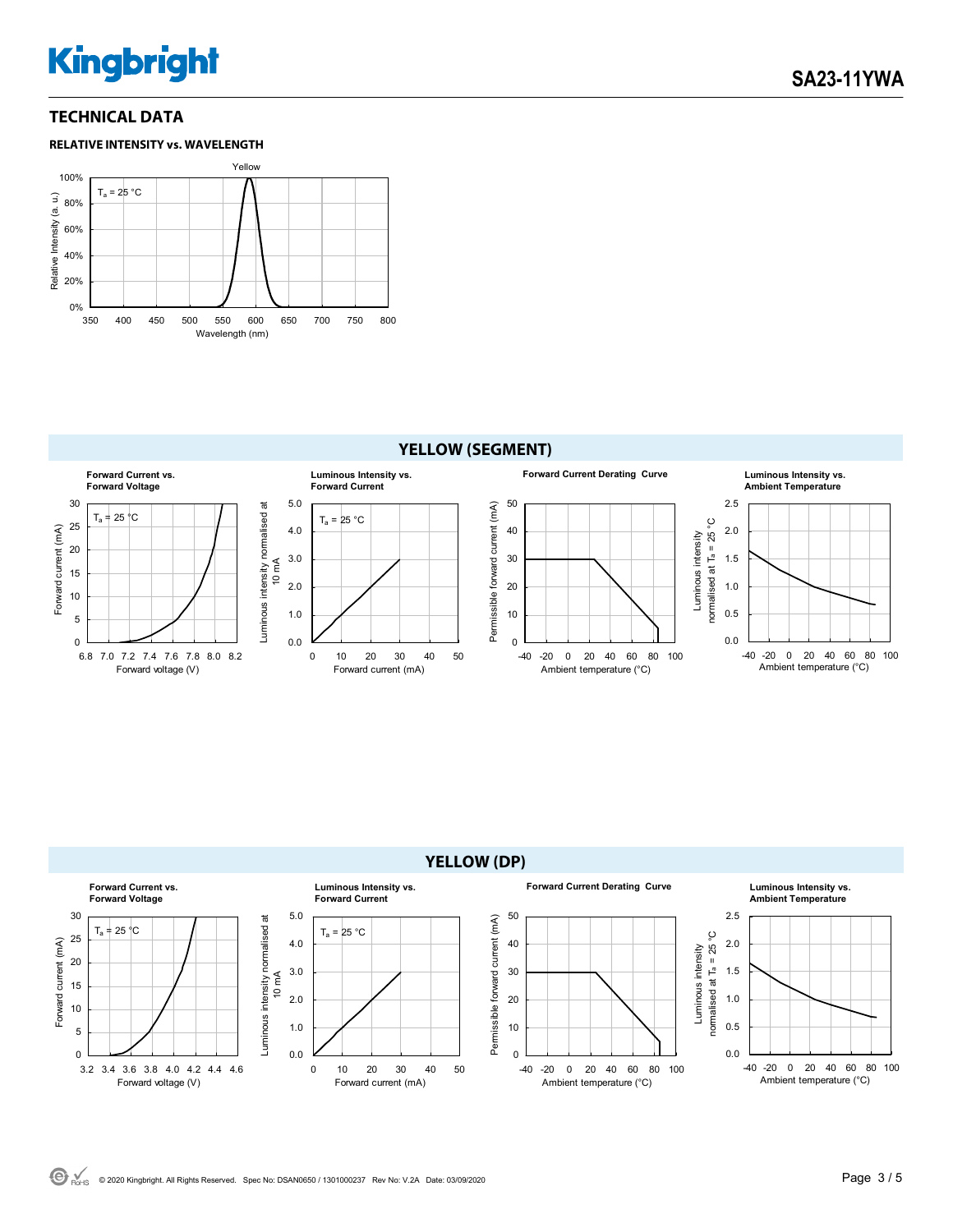## TECHNICAL DATA

### RELATIVE INTENSITY vs. WAVELENGTH

Yellow

$T_a$ = 25 °C

Relative Intensity (a. u.)

Wavelength (nm)

## YELLOW (SEGMENT)

**Forward Current vs. Forward Voltage**

$T_a$ = 25 °C

Forward current (mA)

Forward voltage (V)

**Luminous Intensity vs. Forward Current**

$T_a$ = 25 °C

Luminous intensity normalised at 10 mA

Forward current (mA)

**Forward Current Derating Curve**

Permissible forward current (mA)

Ambient temperature (°C)

**Luminous Intensity vs. Ambient Temperature**

Luminous intensity normalised at $T_a$ = 25 °C

Ambient temperature (°C)

## YELLOW (DP)

**Forward Current vs. Forward Voltage**

$T_a$ = 25 °C

Forward current (mA)

Forward voltage (V)

**Luminous Intensity vs. Forward Current**

$T_a$ = 25 °C

Luminous intensity normalised at 10 mA

Forward current (mA)

**Forward Current Derating Curve**

Permissible forward current (mA)

Ambient temperature (°C)

**Luminous Intensity vs. Ambient Temperature**

Luminous intensity normalised at $T_a$ = 25 °C

Ambient temperature (°C)

© 2020 Kingbright. All Rights Reserved. Spec No: DSAN0650 / 1301000237 Rev No: V.2A Date: 03/09/2020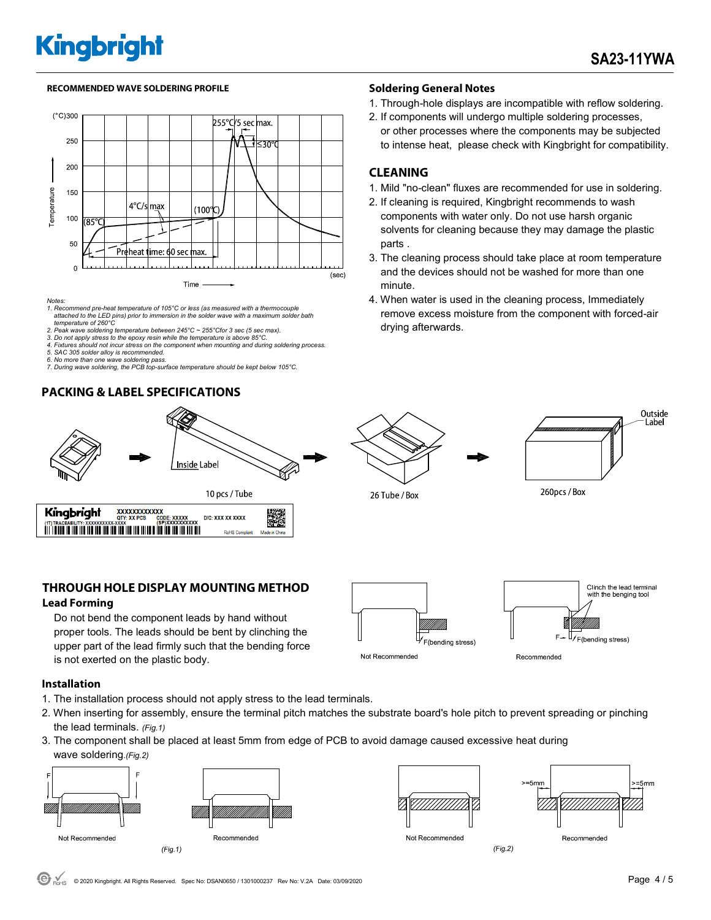## RECOMMENDED WAVE SOLDERING PROFILE

Notes:
1. Recommend pre-heat temperature of 105°C or less (as measured with a thermocouple attached to the LED pins) prior to immersion in the solder wave with a maximum solder bath temperature of 260°C
2. Peak wave soldering temperature between 245°C ~ 255°Cfor 3 sec (5 sec max).
3. Do not apply stress to the epoxy resin while the temperature is above 85°C.
4. Fixtures should not incur stress on the component when mounting and during soldering process.
5. SAC 305 solder alloy is recommended.
6. No more than one wave soldering pass.
7. During wave soldering, the PCB top-surface temperature should be kept below 105°C.

## Soldering General Notes

1. Through-hole displays are incompatible with reflow soldering.
2. If components will undergo multiple soldering processes, or other processes where the components may be subjected to intense heat, please check with Kingbright for compatibility.

## CLEANING

1. Mild "no-clean" fluxes are recommended for use in soldering.
2. If cleaning is required, Kingbright recommends to wash components with water only. Do not use harsh organic solvents for cleaning because they may damage the plastic parts .
3. The cleaning process should take place at room temperature and the devices should not be washed for more than one minute.
4. When water is used in the cleaning process, Immediately remove excess moisture from the component with forced-air drying afterwards.

## PACKING & LABEL SPECIFICATIONS

10 pcs / Tube → 26 Tube / Box → 260pcs / Box

## THROUGH HOLE DISPLAY MOUNTING METHOD

### Lead Forming

Do not bend the component leads by hand without proper tools. The leads should be bent by clinching the upper part of the lead firmly such that the bending force is not exerted on the plastic body.

### Installation

1. The installation process should not apply stress to the lead terminals.
2. When inserting for assembly, ensure the terminal pitch matches the substrate board's hole pitch to prevent spreading or pinching the lead terminals. *(Fig.1)*
3. The component shall be placed at least 5mm from edge of PCB to avoid damage caused excessive heat during wave soldering.*(Fig.2)*

*(Fig.1)*

*(Fig.2)*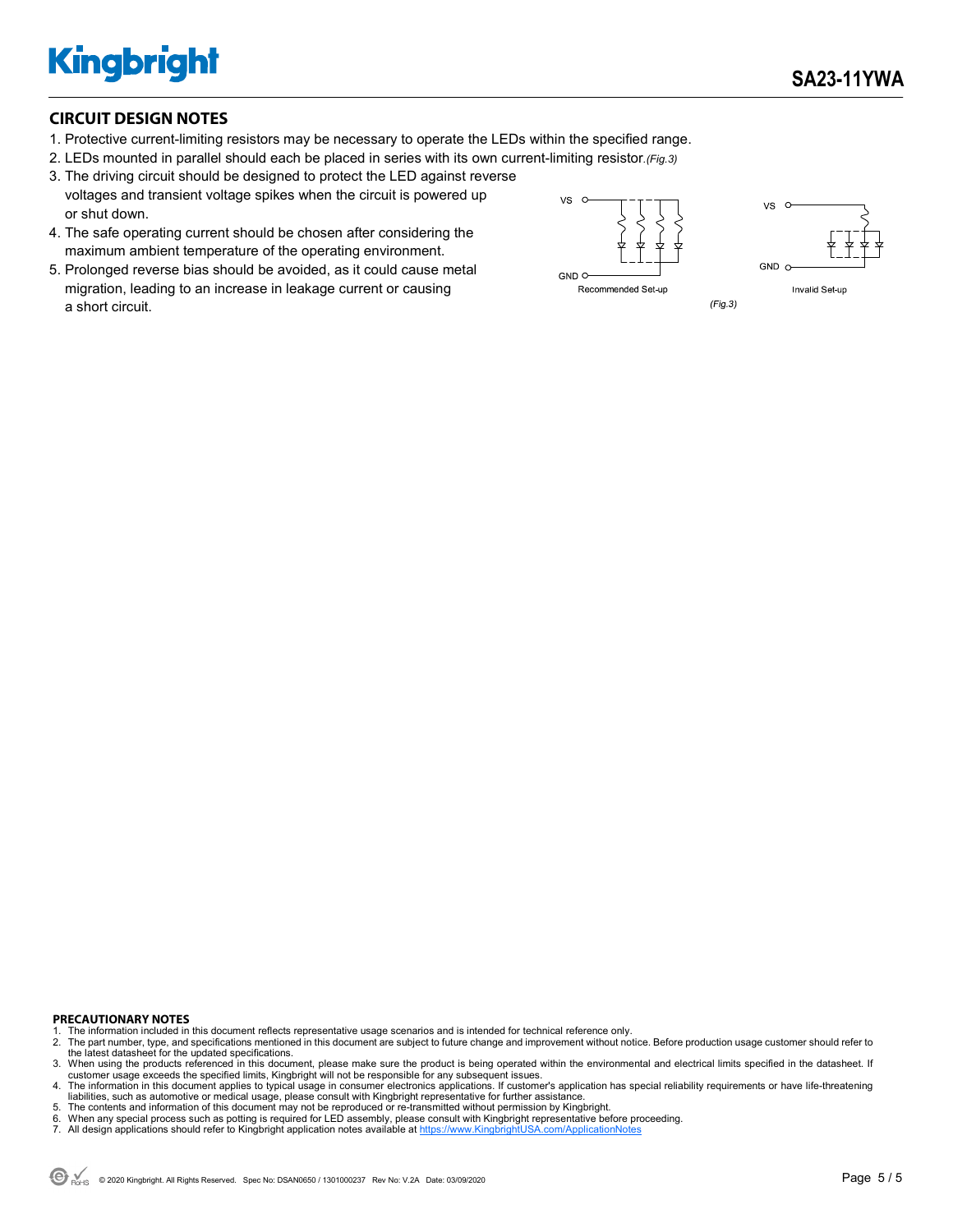## CIRCUIT DESIGN NOTES

1. Protective current-limiting resistors may be necessary to operate the LEDs within the specified range.
2. LEDs mounted in parallel should each be placed in series with its own current-limiting resistor.*(Fig.3)*
3. The driving circuit should be designed to protect the LED against reverse voltages and transient voltage spikes when the circuit is powered up or shut down.
4. The safe operating current should be chosen after considering the maximum ambient temperature of the operating environment.
5. Prolonged reverse bias should be avoided, as it could cause metal migration, leading to an increase in leakage current or causing a short circuit.

VS
GND
Recommended Set-up

VS
GND
Invalid Set-up

*(Fig.3)*

### PRECAUTIONARY NOTES

1. The information included in this document reflects representative usage scenarios and is intended for technical reference only.
2. The part number, type, and specifications mentioned in this document are subject to future change and improvement without notice. Before production usage customer should refer to the latest datasheet for the updated specifications.
3. When using the products referenced in this document, please make sure the product is being operated within the environmental and electrical limits specified in the datasheet. If customer usage exceeds the specified limits, Kingbright will not be responsible for any subsequent issues.
4. The information in this document applies to typical usage in consumer electronics applications. If customer's application has special reliability requirements or have life-threatening liabilities, such as automotive or medical usage, please consult with Kingbright representative for further assistance.
5. The contents and information of this document may not be reproduced or re-transmitted without permission by Kingbright.
6. When any special process such as potting is required for LED assembly, please consult with Kingbright representative before proceeding.
7. All design applications should refer to Kingbright application notes available at https://www.KingbrightUSA.com/ApplicationNotes